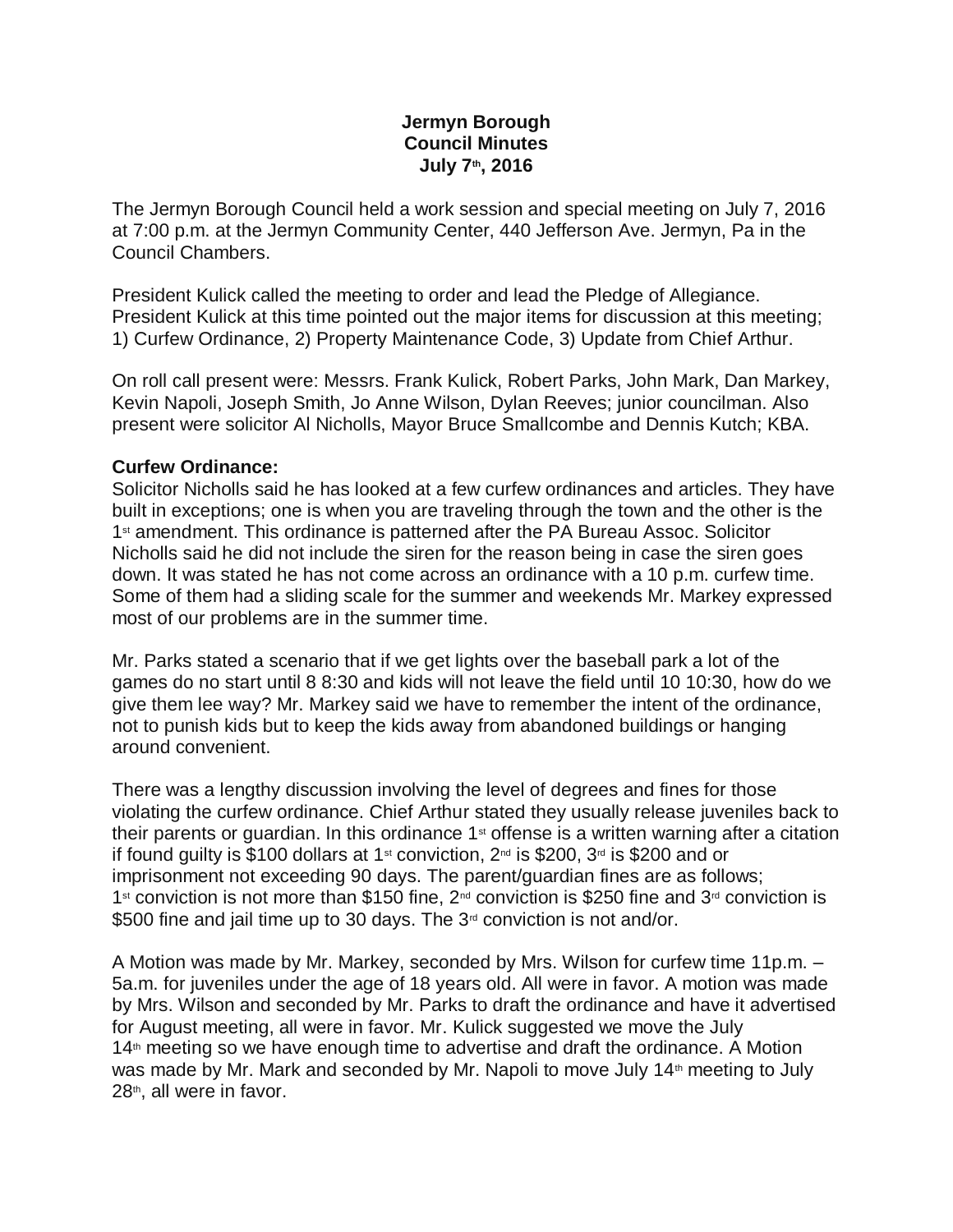**Jermyn Borough**
**Council Minutes**
**July 7th, 2016**

The Jermyn Borough Council held a work session and special meeting on July 7, 2016 at 7:00 p.m. at the Jermyn Community Center, 440 Jefferson Ave. Jermyn, Pa in the Council Chambers.

President Kulick called the meeting to order and lead the Pledge of Allegiance. President Kulick at this time pointed out the major items for discussion at this meeting; 1) Curfew Ordinance, 2) Property Maintenance Code, 3) Update from Chief Arthur.

On roll call present were: Messrs. Frank Kulick, Robert Parks, John Mark, Dan Markey, Kevin Napoli, Joseph Smith, Jo Anne Wilson, Dylan Reeves; junior councilman. Also present were solicitor Al Nicholls, Mayor Bruce Smallcombe and Dennis Kutch; KBA.

**Curfew Ordinance:**
Solicitor Nicholls said he has looked at a few curfew ordinances and articles. They have built in exceptions; one is when you are traveling through the town and the other is the 1st amendment. This ordinance is patterned after the PA Bureau Assoc. Solicitor Nicholls said he did not include the siren for the reason being in case the siren goes down. It was stated he has not come across an ordinance with a 10 p.m. curfew time. Some of them had a sliding scale for the summer and weekends Mr. Markey expressed most of our problems are in the summer time.

Mr. Parks stated a scenario that if we get lights over the baseball park a lot of the games do no start until 8 8:30 and kids will not leave the field until 10 10:30, how do we give them lee way? Mr. Markey said we have to remember the intent of the ordinance, not to punish kids but to keep the kids away from abandoned buildings or hanging around convenient.

There was a lengthy discussion involving the level of degrees and fines for those violating the curfew ordinance. Chief Arthur stated they usually release juveniles back to their parents or guardian. In this ordinance 1st offense is a written warning after a citation if found guilty is $100 dollars at 1st conviction, 2nd is $200, 3rd is $200 and or imprisonment not exceeding 90 days. The parent/guardian fines are as follows; 1st conviction is not more than $150 fine, 2nd conviction is $250 fine and 3rd conviction is $500 fine and jail time up to 30 days. The 3rd conviction is not and/or.

A Motion was made by Mr. Markey, seconded by Mrs. Wilson for curfew time 11p.m. – 5a.m. for juveniles under the age of 18 years old. All were in favor. A motion was made by Mrs. Wilson and seconded by Mr. Parks to draft the ordinance and have it advertised for August meeting, all were in favor. Mr. Kulick suggested we move the July 14th meeting so we have enough time to advertise and draft the ordinance. A Motion was made by Mr. Mark and seconded by Mr. Napoli to move July 14th meeting to July 28th, all were in favor.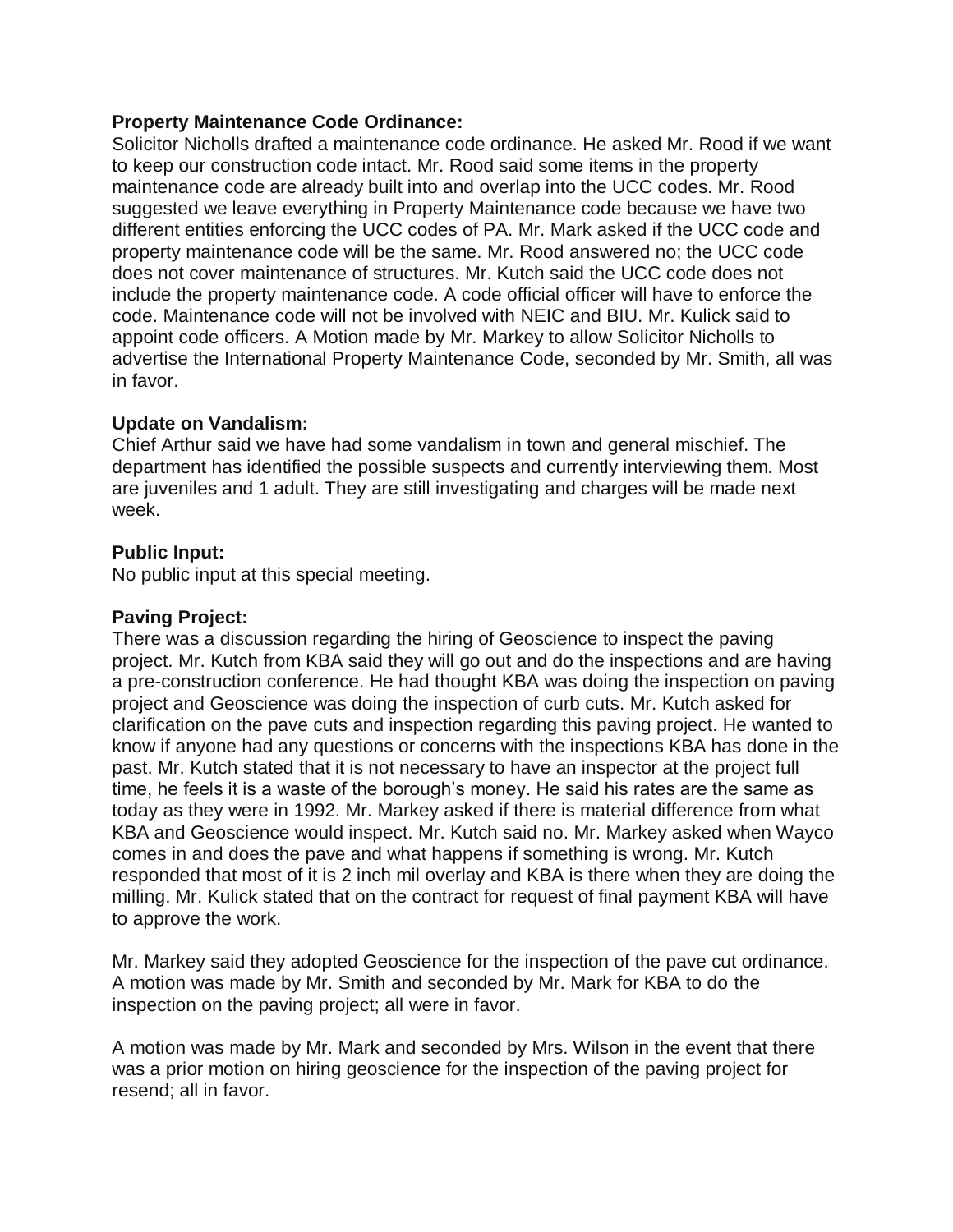**Property Maintenance Code Ordinance:**
Solicitor Nicholls drafted a maintenance code ordinance. He asked Mr. Rood if we want to keep our construction code intact. Mr. Rood said some items in the property maintenance code are already built into and overlap into the UCC codes. Mr. Rood suggested we leave everything in Property Maintenance code because we have two different entities enforcing the UCC codes of PA. Mr. Mark asked if the UCC code and property maintenance code will be the same. Mr. Rood answered no; the UCC code does not cover maintenance of structures. Mr. Kutch said the UCC code does not include the property maintenance code. A code official officer will have to enforce the code. Maintenance code will not be involved with NEIC and BIU. Mr. Kulick said to appoint code officers. A Motion made by Mr. Markey to allow Solicitor Nicholls to advertise the International Property Maintenance Code, seconded by Mr. Smith, all was in favor.

**Update on Vandalism:**
Chief Arthur said we have had some vandalism in town and general mischief. The department has identified the possible suspects and currently interviewing them. Most are juveniles and 1 adult. They are still investigating and charges will be made next week.

**Public Input:**
No public input at this special meeting.

**Paving Project:**
There was a discussion regarding the hiring of Geoscience to inspect the paving project. Mr. Kutch from KBA said they will go out and do the inspections and are having a pre-construction conference. He had thought KBA was doing the inspection on paving project and Geoscience was doing the inspection of curb cuts. Mr. Kutch asked for clarification on the pave cuts and inspection regarding this paving project. He wanted to know if anyone had any questions or concerns with the inspections KBA has done in the past. Mr. Kutch stated that it is not necessary to have an inspector at the project full time, he feels it is a waste of the borough's money. He said his rates are the same as today as they were in 1992. Mr. Markey asked if there is material difference from what KBA and Geoscience would inspect. Mr. Kutch said no. Mr. Markey asked when Wayco comes in and does the pave and what happens if something is wrong. Mr. Kutch responded that most of it is 2 inch mil overlay and KBA is there when they are doing the milling. Mr. Kulick stated that on the contract for request of final payment KBA will have to approve the work.

Mr. Markey said they adopted Geoscience for the inspection of the pave cut ordinance. A motion was made by Mr. Smith and seconded by Mr. Mark for KBA to do the inspection on the paving project; all were in favor.

A motion was made by Mr. Mark and seconded by Mrs. Wilson in the event that there was a prior motion on hiring geoscience for the inspection of the paving project for resend; all in favor.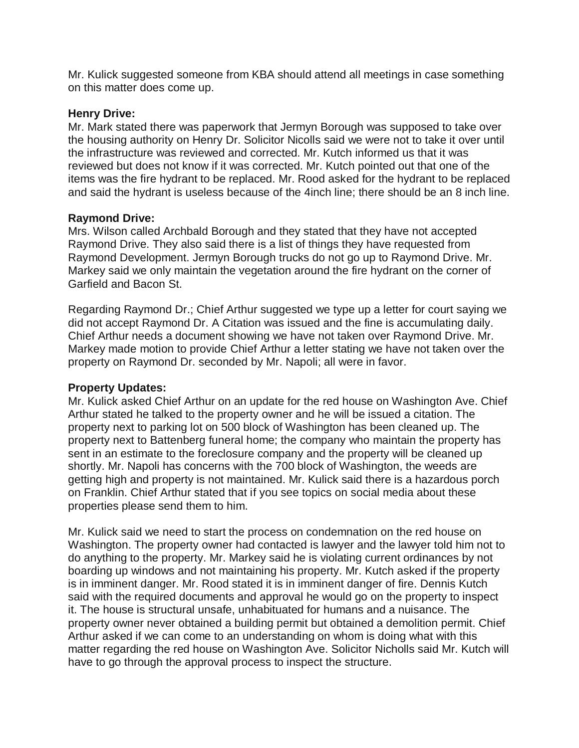Mr. Kulick suggested someone from KBA should attend all meetings in case something on this matter does come up.

**Henry Drive:**
Mr. Mark stated there was paperwork that Jermyn Borough was supposed to take over the housing authority on Henry Dr. Solicitor Nicolls said we were not to take it over until the infrastructure was reviewed and corrected. Mr. Kutch informed us that it was reviewed but does not know if it was corrected. Mr. Kutch pointed out that one of the items was the fire hydrant to be replaced. Mr. Rood asked for the hydrant to be replaced and said the hydrant is useless because of the 4inch line; there should be an 8 inch line.

**Raymond Drive:**
Mrs. Wilson called Archbald Borough and they stated that they have not accepted Raymond Drive. They also said there is a list of things they have requested from Raymond Development. Jermyn Borough trucks do not go up to Raymond Drive. Mr. Markey said we only maintain the vegetation around the fire hydrant on the corner of Garfield and Bacon St.

Regarding Raymond Dr.; Chief Arthur suggested we type up a letter for court saying we did not accept Raymond Dr. A Citation was issued and the fine is accumulating daily. Chief Arthur needs a document showing we have not taken over Raymond Drive. Mr. Markey made motion to provide Chief Arthur a letter stating we have not taken over the property on Raymond Dr. seconded by Mr. Napoli; all were in favor.

**Property Updates:**
Mr. Kulick asked Chief Arthur on an update for the red house on Washington Ave. Chief Arthur stated he talked to the property owner and he will be issued a citation. The property next to parking lot on 500 block of Washington has been cleaned up. The property next to Battenberg funeral home; the company who maintain the property has sent in an estimate to the foreclosure company and the property will be cleaned up shortly. Mr. Napoli has concerns with the 700 block of Washington, the weeds are getting high and property is not maintained. Mr. Kulick said there is a hazardous porch on Franklin. Chief Arthur stated that if you see topics on social media about these properties please send them to him.

Mr. Kulick said we need to start the process on condemnation on the red house on Washington. The property owner had contacted is lawyer and the lawyer told him not to do anything to the property. Mr. Markey said he is violating current ordinances by not boarding up windows and not maintaining his property. Mr. Kutch asked if the property is in imminent danger. Mr. Rood stated it is in imminent danger of fire. Dennis Kutch said with the required documents and approval he would go on the property to inspect it. The house is structural unsafe, unhabituated for humans and a nuisance. The property owner never obtained a building permit but obtained a demolition permit. Chief Arthur asked if we can come to an understanding on whom is doing what with this matter regarding the red house on Washington Ave. Solicitor Nicholls said Mr. Kutch will have to go through the approval process to inspect the structure.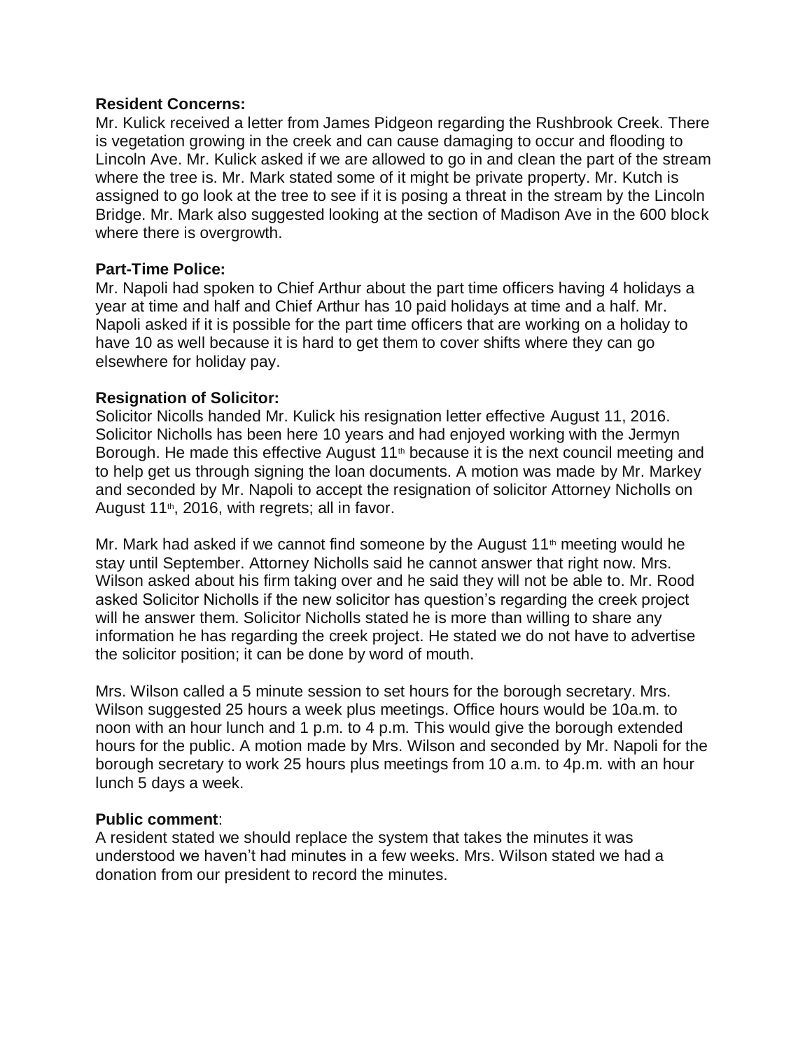**Resident Concerns:**
Mr. Kulick received a letter from James Pidgeon regarding the Rushbrook Creek. There is vegetation growing in the creek and can cause damaging to occur and flooding to Lincoln Ave. Mr. Kulick asked if we are allowed to go in and clean the part of the stream where the tree is. Mr. Mark stated some of it might be private property. Mr. Kutch is assigned to go look at the tree to see if it is posing a threat in the stream by the Lincoln Bridge. Mr. Mark also suggested looking at the section of Madison Ave in the 600 block where there is overgrowth.

**Part-Time Police:**
Mr. Napoli had spoken to Chief Arthur about the part time officers having 4 holidays a year at time and half and Chief Arthur has 10 paid holidays at time and a half. Mr. Napoli asked if it is possible for the part time officers that are working on a holiday to have 10 as well because it is hard to get them to cover shifts where they can go elsewhere for holiday pay.

**Resignation of Solicitor:**
Solicitor Nicolls handed Mr. Kulick his resignation letter effective August 11, 2016. Solicitor Nicholls has been here 10 years and had enjoyed working with the Jermyn Borough. He made this effective August 11th because it is the next council meeting and to help get us through signing the loan documents. A motion was made by Mr. Markey and seconded by Mr. Napoli to accept the resignation of solicitor Attorney Nicholls on August 11th, 2016, with regrets; all in favor.

Mr. Mark had asked if we cannot find someone by the August 11th meeting would he stay until September. Attorney Nicholls said he cannot answer that right now. Mrs. Wilson asked about his firm taking over and he said they will not be able to. Mr. Rood asked Solicitor Nicholls if the new solicitor has question's regarding the creek project will he answer them. Solicitor Nicholls stated he is more than willing to share any information he has regarding the creek project. He stated we do not have to advertise the solicitor position; it can be done by word of mouth.

Mrs. Wilson called a 5 minute session to set hours for the borough secretary. Mrs. Wilson suggested 25 hours a week plus meetings. Office hours would be 10a.m. to noon with an hour lunch and 1 p.m. to 4 p.m. This would give the borough extended hours for the public. A motion made by Mrs. Wilson and seconded by Mr. Napoli for the borough secretary to work 25 hours plus meetings from 10 a.m. to 4p.m. with an hour lunch 5 days a week.

**Public comment**:
A resident stated we should replace the system that takes the minutes it was understood we haven't had minutes in a few weeks. Mrs. Wilson stated we had a donation from our president to record the minutes.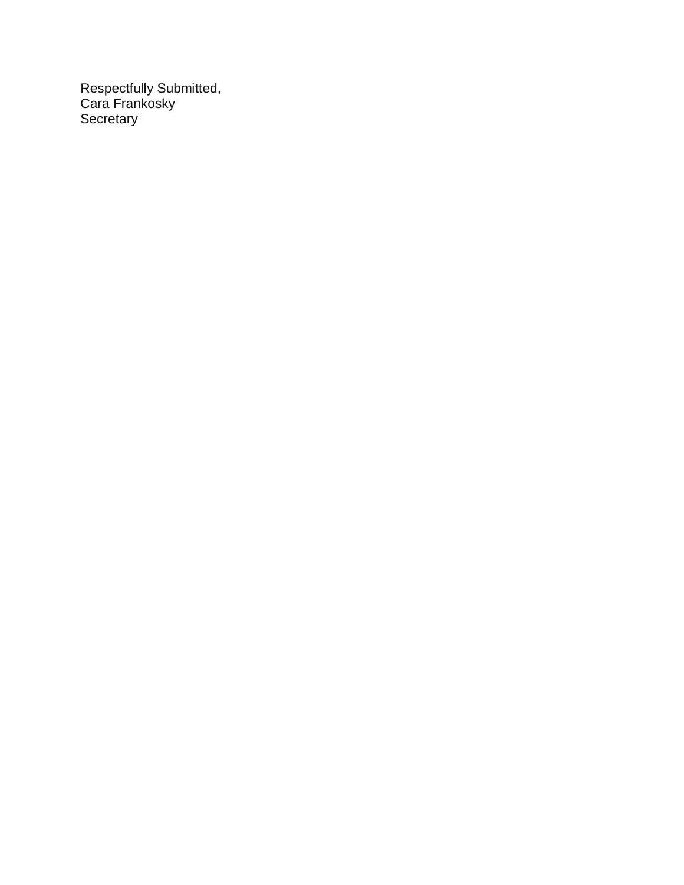Respectfully Submitted,
Cara Frankosky
Secretary